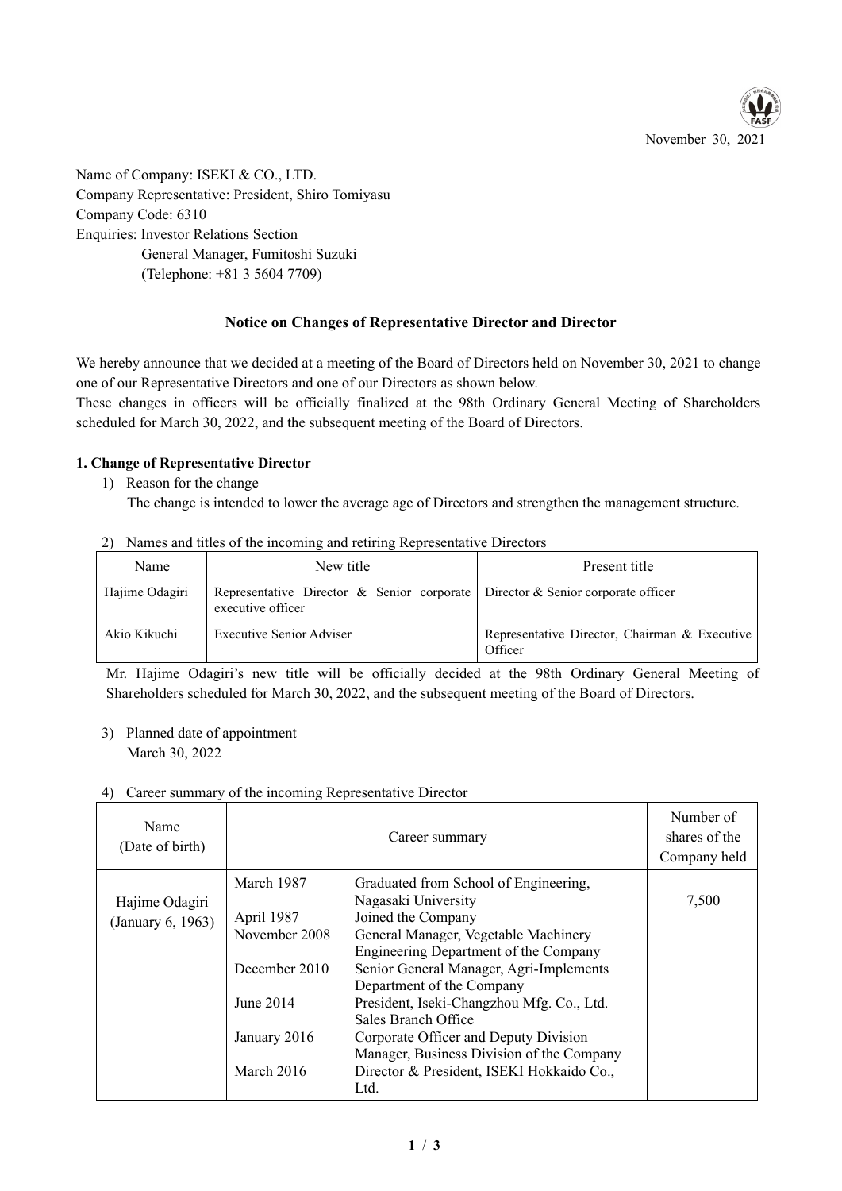November 30, 2021

Name of Company: ISEKI & CO., LTD.
Company Representative: President, Shiro Tomiyasu
Company Code: 6310
Enquiries: Investor Relations Section
General Manager, Fumitoshi Suzuki
(Telephone: +81 3 5604 7709)

## Notice on Changes of Representative Director and Director

We hereby announce that we decided at a meeting of the Board of Directors held on November 30, 2021 to change one of our Representative Directors and one of our Directors as shown below.
These changes in officers will be officially finalized at the 98th Ordinary General Meeting of Shareholders scheduled for March 30, 2022, and the subsequent meeting of the Board of Directors.

### 1. Change of Representative Director

1) Reason for the change
The change is intended to lower the average age of Directors and strengthen the management structure.

2) Names and titles of the incoming and retiring Representative Directors

| Name | New title | Present title |
|---|---|---|
| Hajime Odagiri | Representative Director & Senior corporate executive officer | Director & Senior corporate officer |
| Akio Kikuchi | Executive Senior Adviser | Representative Director, Chairman & Executive Officer |

Mr. Hajime Odagiri's new title will be officially decided at the 98th Ordinary General Meeting of Shareholders scheduled for March 30, 2022, and the subsequent meeting of the Board of Directors.

3) Planned date of appointment
March 30, 2022

4) Career summary of the incoming Representative Director

| Name (Date of birth) | Career summary | | Number of shares of the Company held |
|---|---|---|---|
| Hajime Odagiri (January 6, 1963) | March 1987 | Graduated from School of Engineering, Nagasaki University | 7,500 |
| | April 1987 | Joined the Company | |
| | November 2008 | General Manager, Vegetable Machinery Engineering Department of the Company | |
| | December 2010 | Senior General Manager, Agri-Implements Department of the Company | |
| | June 2014 | President, Iseki-Changzhou Mfg. Co., Ltd. Sales Branch Office | |
| | January 2016 | Corporate Officer and Deputy Division Manager, Business Division of the Company | |
| | March 2016 | Director & President, ISEKI Hokkaido Co., Ltd. | |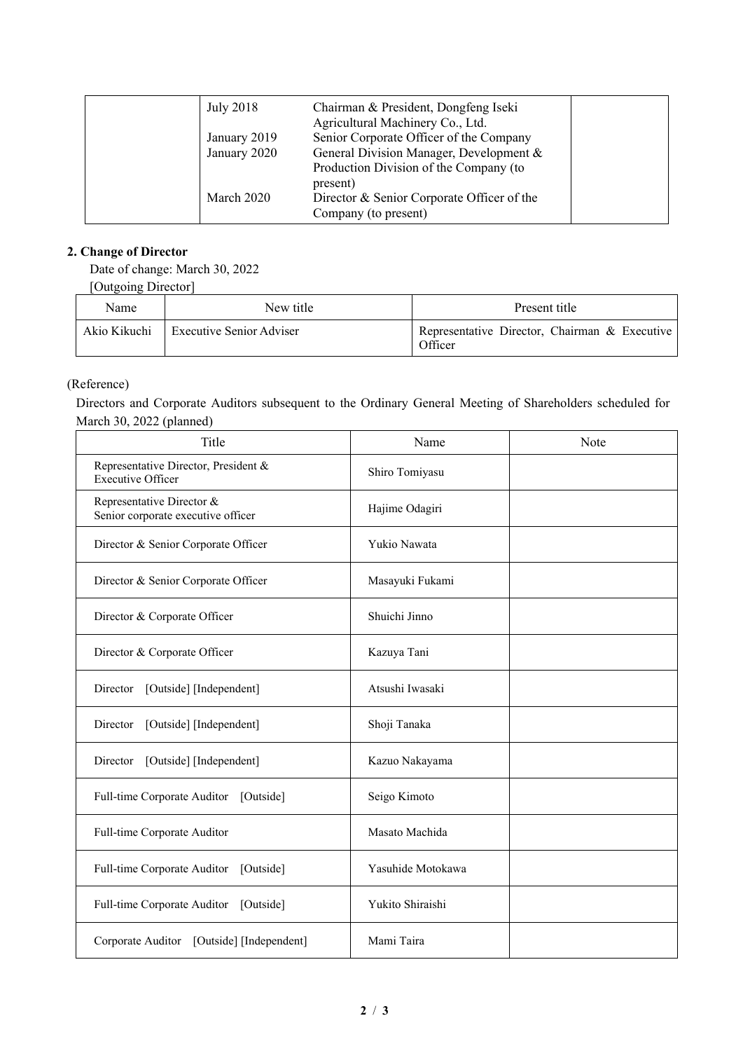| | July 2018 | Chairman & President, Dongfeng Iseki Agricultural Machinery Co., Ltd. | |
|---|---|---|---|
| | January 2019 | Senior Corporate Officer of the Company | |
| | January 2020 | General Division Manager, Development & Production Division of the Company (to present) | |
| | March 2020 | Director & Senior Corporate Officer of the Company (to present) | |

**2. Change of Director**

Date of change: March 30, 2022

[Outgoing Director]

| Name | New title | Present title |
|---|---|---|
| Akio Kikuchi | Executive Senior Adviser | Representative Director, Chairman & Executive Officer |

(Reference)

Directors and Corporate Auditors subsequent to the Ordinary General Meeting of Shareholders scheduled for March 30, 2022 (planned)

| Title | Name | Note |
|---|---|---|
| Representative Director, President & Executive Officer | Shiro Tomiyasu | |
| Representative Director & Senior corporate executive officer | Hajime Odagiri | |
| Director & Senior Corporate Officer | Yukio Nawata | |
| Director & Senior Corporate Officer | Masayuki Fukami | |
| Director & Corporate Officer | Shuichi Jinno | |
| Director & Corporate Officer | Kazuya Tani | |
| Director [Outside] [Independent] | Atsushi Iwasaki | |
| Director [Outside] [Independent] | Shoji Tanaka | |
| Director [Outside] [Independent] | Kazuo Nakayama | |
| Full-time Corporate Auditor [Outside] | Seigo Kimoto | |
| Full-time Corporate Auditor | Masato Machida | |
| Full-time Corporate Auditor [Outside] | Yasuhide Motokawa | |
| Full-time Corporate Auditor [Outside] | Yukito Shiraishi | |
| Corporate Auditor [Outside] [Independent] | Mami Taira | |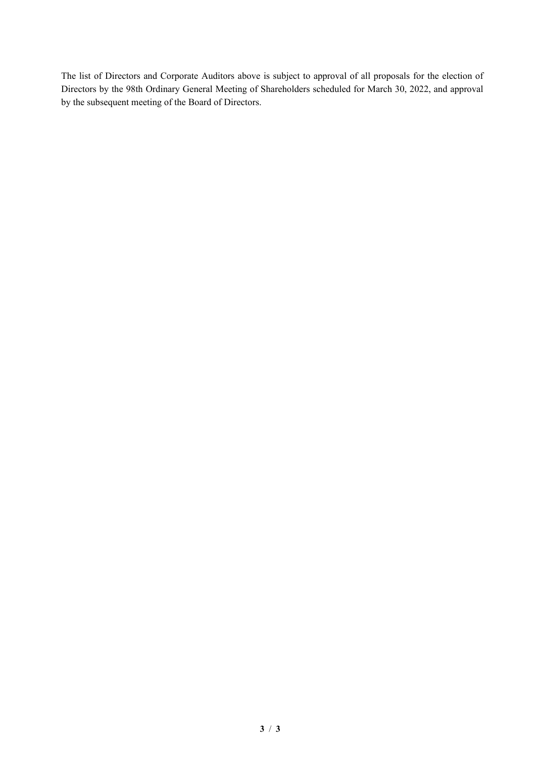The list of Directors and Corporate Auditors above is subject to approval of all proposals for the election of Directors by the 98th Ordinary General Meeting of Shareholders scheduled for March 30, 2022, and approval by the subsequent meeting of the Board of Directors.